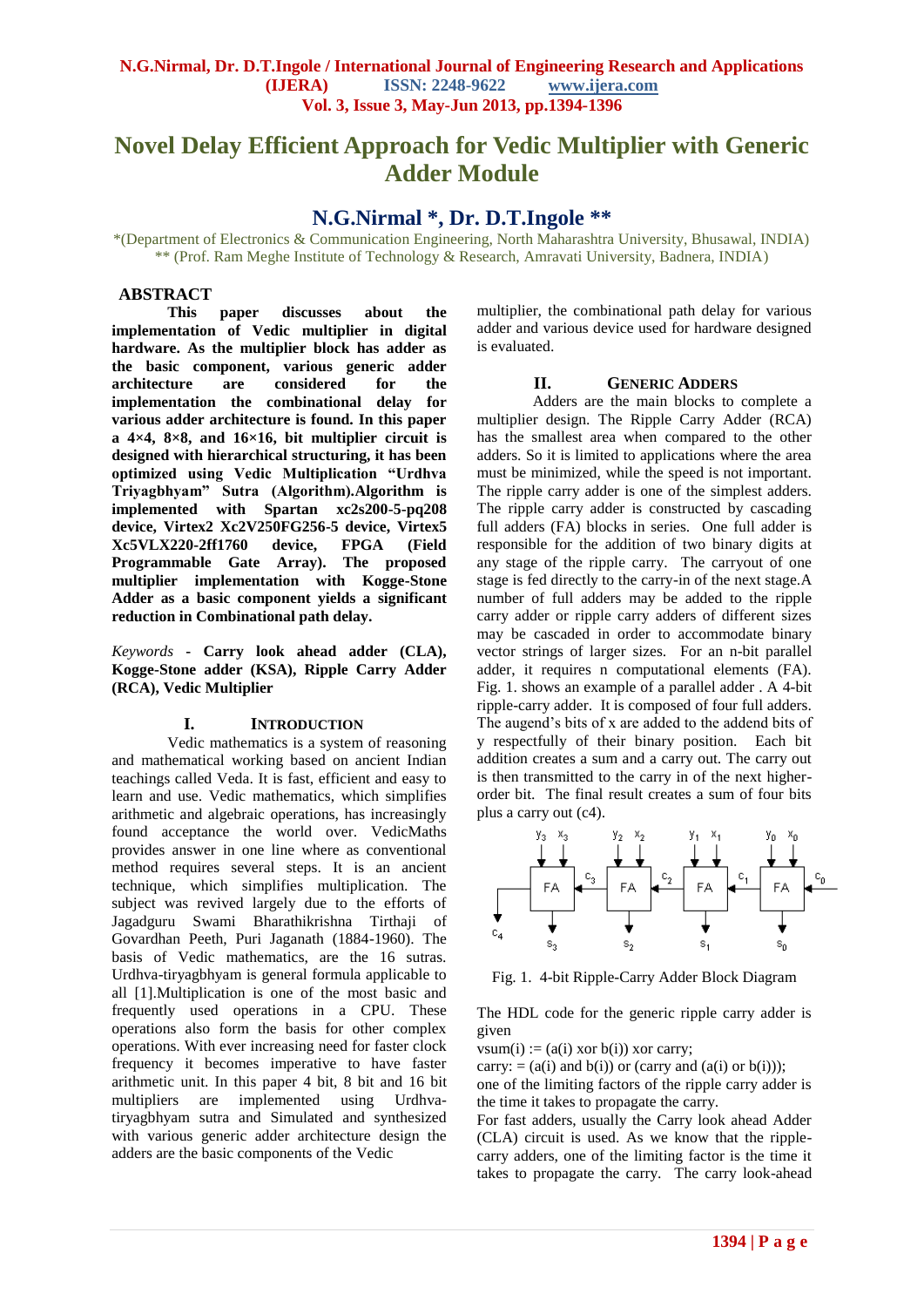# Novel Delay Efficient Approach for Vedic Multiplier with Generic Adder Module

## N.G.Nirmal *, Dr. D.T.Ingole **

*(Department of Electronics & Communication Engineering, North Maharashtra University, Bhusawal, INDIA)
** (Prof. Ram Meghe Institute of Technology & Research, Amravati University, Badnera, INDIA)

### ABSTRACT

**This paper discusses about the implementation of Vedic multiplier in digital hardware. As the multiplier block has adder as the basic component, various generic adder architecture are considered for the implementation the combinational delay for various adder architecture is found. In this paper a 4×4, 8×8, and 16×16, bit multiplier circuit is designed with hierarchical structuring, it has been optimized using Vedic Multiplication "Urdhva Triyagbhyam" Sutra (Algorithm).Algorithm is implemented with Spartan xc2s200-5-pq208 device, Virtex2 Xc2V250FG256-5 device, Virtex5 Xc5VLX220-2ff1760 device, FPGA (Field Programmable Gate Array). The proposed multiplier implementation with Kogge-Stone Adder as a basic component yields a significant reduction in Combinational path delay.**

*Keywords* - **Carry look ahead adder (CLA), Kogge-Stone adder (KSA), Ripple Carry Adder (RCA), Vedic Multiplier**

### I. INTRODUCTION

Vedic mathematics is a system of reasoning and mathematical working based on ancient Indian teachings called Veda. It is fast, efficient and easy to learn and use. Vedic mathematics, which simplifies arithmetic and algebraic operations, has increasingly found acceptance the world over. VedicMaths provides answer in one line where as conventional method requires several steps. It is an ancient technique, which simplifies multiplication. The subject was revived largely due to the efforts of Jagadguru Swami Bharathikrishna Tirthaji of Govardhan Peeth, Puri Jaganath (1884-1960). The basis of Vedic mathematics, are the 16 sutras. Urdhva-tiryagbhyam is general formula applicable to all [1].Multiplication is one of the most basic and frequently used operations in a CPU. These operations also form the basis for other complex operations. With ever increasing need for faster clock frequency it becomes imperative to have faster arithmetic unit. In this paper 4 bit, 8 bit and 16 bit multipliers are implemented using Urdhva-tiryagbhyam sutra and Simulated and synthesized with various generic adder architecture design the adders are the basic components of the Vedic multiplier, the combinational path delay for various adder and various device used for hardware designed is evaluated.

### II. GENERIC ADDERS

Adders are the main blocks to complete a multiplier design. The Ripple Carry Adder (RCA) has the smallest area when compared to the other adders. So it is limited to applications where the area must be minimized, while the speed is not important. The ripple carry adder is one of the simplest adders. The ripple carry adder is constructed by cascading full adders (FA) blocks in series. One full adder is responsible for the addition of two binary digits at any stage of the ripple carry. The carryout of one stage is fed directly to the carry-in of the next stage.A number of full adders may be added to the ripple carry adder or ripple carry adders of different sizes may be cascaded in order to accommodate binary vector strings of larger sizes. For an n-bit parallel adder, it requires n computational elements (FA). Fig. 1. shows an example of a parallel adder . A 4-bit ripple-carry adder. It is composed of four full adders. The augend's bits of x are added to the addend bits of y respectfully of their binary position. Each bit addition creates a sum and a carry out. The carry out is then transmitted to the carry in of the next higher-order bit. The final result creates a sum of four bits plus a carry out (c4).

Fig. 1. 4-bit Ripple-Carry Adder Block Diagram

The HDL code for the generic ripple carry adder is given

```
vsum(i) := (a(i) xor b(i)) xor carry;
carry: = (a(i) and b(i)) or (carry and (a(i) or b(i)));
```

one of the limiting factors of the ripple carry adder is the time it takes to propagate the carry.

For fast adders, usually the Carry look ahead Adder (CLA) circuit is used. As we know that the ripple-carry adders, one of the limiting factor is the time it takes to propagate the carry. The carry look-ahead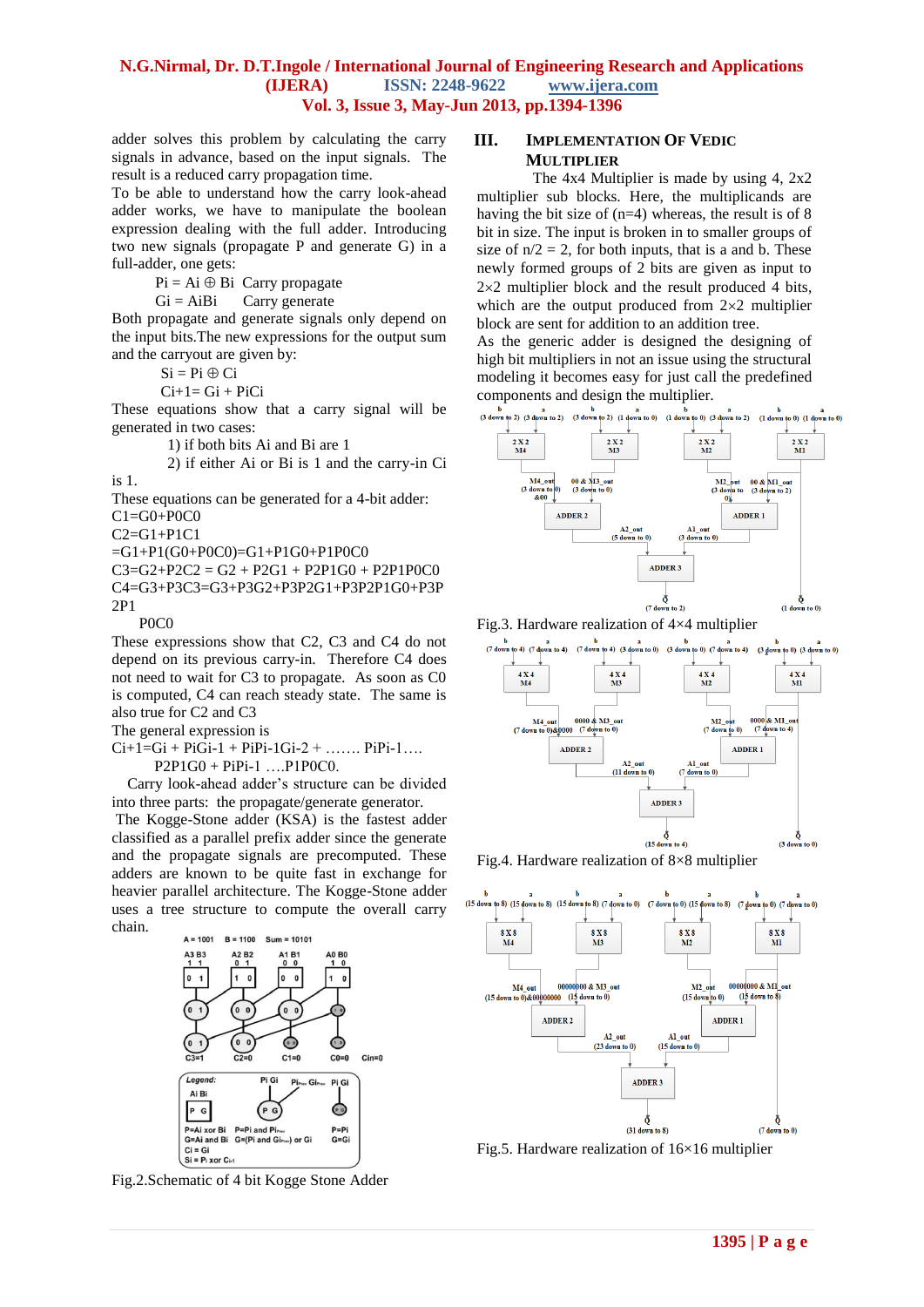adder solves this problem by calculating the carry signals in advance, based on the input signals. The result is a reduced carry propagation time.

To be able to understand how the carry look-ahead adder works, we have to manipulate the boolean expression dealing with the full adder. Introducing two new signals (propagate P and generate G) in a full-adder, one gets:

$P_i = A_i \oplus B_i$ Carry propagate

$G_i = A_iB_i$ Carry generate

Both propagate and generate signals only depend on the input bits.The new expressions for the output sum and the carryout are given by:

$S_i = P_i \oplus C_i$

$C_{i+1} = G_i + P_iC_i$

These equations show that a carry signal will be generated in two cases:

1) if both bits Ai and Bi are 1
2) if either Ai or Bi is 1 and the carry-in Ci is 1.

These equations can be generated for a 4-bit adder:

$C1=G0+P0C0$

$C2=G1+P1C1$

$=G1+P1(G0+P0C0)=G1+P1G0+P1P0C0$

$C3=G2+P2C2 = G2 + P2G1 + P2P1G0 + P2P1P0C0$

$C4=G3+P3C3=G3+P3G2+P3P2G1+P3P2P1G0+P3P2P1P0C0$

These expressions show that C2, C3 and C4 do not depend on its previous carry-in. Therefore C4 does not need to wait for C3 to propagate. As soon as C0 is computed, C4 can reach steady state. The same is also true for C2 and C3

The general expression is

$C_{i+1}=G_i + P_iG_{i-1} + P_iP_{i-1}G_{i-2} + \ldots\ldots. P_iP_{i-1}\ldots. P_2P_1G_0 + P_iP_{i-1} \ldots.P_1P_0C_0.$

Carry look-ahead adder's structure can be divided into three parts: the propagate/generate generator.

The Kogge-Stone adder (KSA) is the fastest adder classified as a parallel prefix adder since the generate and the propagate signals are precomputed. These adders are known to be quite fast in exchange for heavier parallel architecture. The Kogge-Stone adder uses a tree structure to compute the overall carry chain.

Fig.2.Schematic of 4 bit Kogge Stone Adder

## III. Implementation Of Vedic Multiplier

The 4x4 Multiplier is made by using 4, 2x2 multiplier sub blocks. Here, the multiplicands are having the bit size of (n=4) whereas, the result is of 8 bit in size. The input is broken in to smaller groups of size of n/2 = 2, for both inputs, that is a and b. These newly formed groups of 2 bits are given as input to 2×2 multiplier block and the result produced 4 bits, which are the output produced from 2×2 multiplier block are sent for addition to an addition tree.

As the generic adder is designed the designing of high bit multipliers in not an issue using the structural modeling it becomes easy for just call the predefined components and design the multiplier.

Fig.3. Hardware realization of 4×4 multiplier

Fig.4. Hardware realization of 8×8 multiplier

Fig.5. Hardware realization of 16×16 multiplier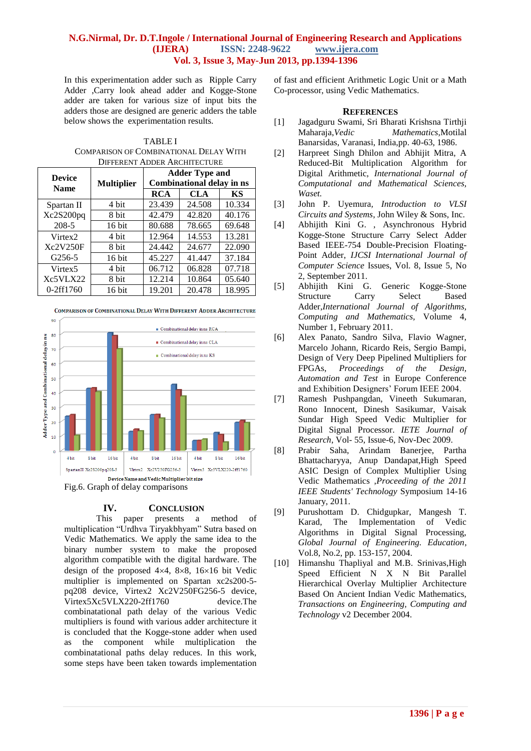In this experimentation adder such as Ripple Carry Adder ,Carry look ahead adder and Kogge-Stone adder are taken for various size of input bits the adders those are designed are generic adders the table below shows the experimentation results.

TABLE I
COMPARISON OF COMBINATIONAL DELAY WITH DIFFERENT ADDER ARCHITECTURE

| Device Name | Multiplier | Adder Type and Combinational delay in ns | | |
|---|---|---|---|---|
| | | RCA | CLA | KS |
| Spartan II Xc2S200pq 208-5 | 4 bit | 23.439 | 24.508 | 10.334 |
| | 8 bit | 42.479 | 42.820 | 40.176 |
| | 16 bit | 80.688 | 78.665 | 69.648 |
| Virtex2 Xc2V250F G256-5 | 4 bit | 12.964 | 14.553 | 13.281 |
| | 8 bit | 24.442 | 24.677 | 22.090 |
| | 16 bit | 45.227 | 41.447 | 37.184 |
| Virtex5 Xc5VLX22 0-2ff1760 | 4 bit | 06.712 | 06.828 | 07.718 |
| | 8 bit | 12.214 | 10.864 | 05.640 |
| | 16 bit | 19.201 | 20.478 | 18.995 |

COMPARISON OF COMBINATIONAL DELAY WITH DIFFERENT ADDER ARCHITECTURE

Combinational delay in ns RCA
Combinational delay in ns CLA
Combinational delay in ns KS

Adder Type and Combinational delay in ns

90
80
70
60
50
40
30
20
10
0

4 bit 8 bit 16 bit 4 bit 8 bit 16 bit 4 bit 8 bit 16 bit

SpartanII Xc2S200pq208-5 Virtex2 Xc2V250FG256-5 Virtex5 Xc5VLX220-2ff1760

Device Name and Vedic Multiplier bit size

Fig.6. Graph of delay comparisons

## IV. CONCLUSION

This paper presents a method of multiplication "Urdhva Tiryakbhyam" Sutra based on Vedic Mathematics. We apply the same idea to the binary number system to make the proposed algorithm compatible with the digital hardware. The design of the proposed 4×4, 8×8, 16×16 bit Vedic multiplier is implemented on Spartan xc2s200-5-pq208 device, Virtex2 Xc2V250FG256-5 device, Virtex5Xc5VLX220-2ff1760 device.The combinatational path delay of the various Vedic multipliers is found with various adder architecture it is concluded that the Kogge-stone adder when used as the component while multiplication the combinatational paths delay reduces. In this work, some steps have been taken towards implementation of fast and efficient Arithmetic Logic Unit or a Math Co-processor, using Vedic Mathematics.

## REFERENCES

[1] Jagadguru Swami, Sri Bharati Krishsna Tirthji Maharaja,*Vedic Mathematics*,Motilal Banarsidas, Varanasi, India,pp. 40-63, 1986.

[2] Harpreet Singh Dhilon and Abhijit Mitra, A Reduced-Bit Multiplication Algorithm for Digital Arithmetic, *International Journal of Computational and Mathematical Sciences, Waset.*

[3] John P. Uyemura, *Introduction to VLSI Circuits and Systems*, John Wiley & Sons, Inc.

[4] Abhijith Kini G. , Asynchronous Hybrid Kogge-Stone Structure Carry Select Adder Based IEEE-754 Double-Precision Floating-Point Adder, *IJCSI International Journal of Computer Science* Issues, Vol. 8, Issue 5, No 2, September 2011.

[5] Abhijith Kini G. Generic Kogge-Stone Structure Carry Select Based Adder,*International Journal of Algorithms, Computing and Mathematics*, Volume 4, Number 1, February 2011.

[6] Alex Panato, Sandro Silva, Flavio Wagner, Marcelo Johann, Ricardo Reis, Sergio Bampi, Design of Very Deep Pipelined Multipliers for FPGAs, *Proceedings of the Design, Automation and Test* in Europe Conference and Exhibition Designers' Forum IEEE 2004.

[7] Ramesh Pushpangdan, Vineeth Sukumaran, Rono Innocent, Dinesh Sasikumar, Vaisak Sundar High Speed Vedic Multiplier for Digital Signal Processor. *IETE Journal of Research*, Vol- 55, Issue-6, Nov-Dec 2009.

[8] Prabir Saha, Arindam Banerjee, Partha Bhattacharyya, Anup Dandapat,High Speed ASIC Design of Complex Multiplier Using Vedic Mathematics ,*Proceeding of the 2011 IEEE Students' Technology* Symposium 14-16 January, 2011.

[9] Purushottam D. Chidgupkar, Mangesh T. Karad, The Implementation of Vedic Algorithms in Digital Signal Processing, *Global Journal of Engineering. Education*, Vol.8, No.2, pp. 153-157, 2004.

[10] Himanshu Thapliyal and M.B. Srinivas,High Speed Efficient N X N Bit Parallel Hierarchical Overlay Multiplier Architecture Based On Ancient Indian Vedic Mathematics, *Transactions on Engineering, Computing and Technology* v2 December 2004.